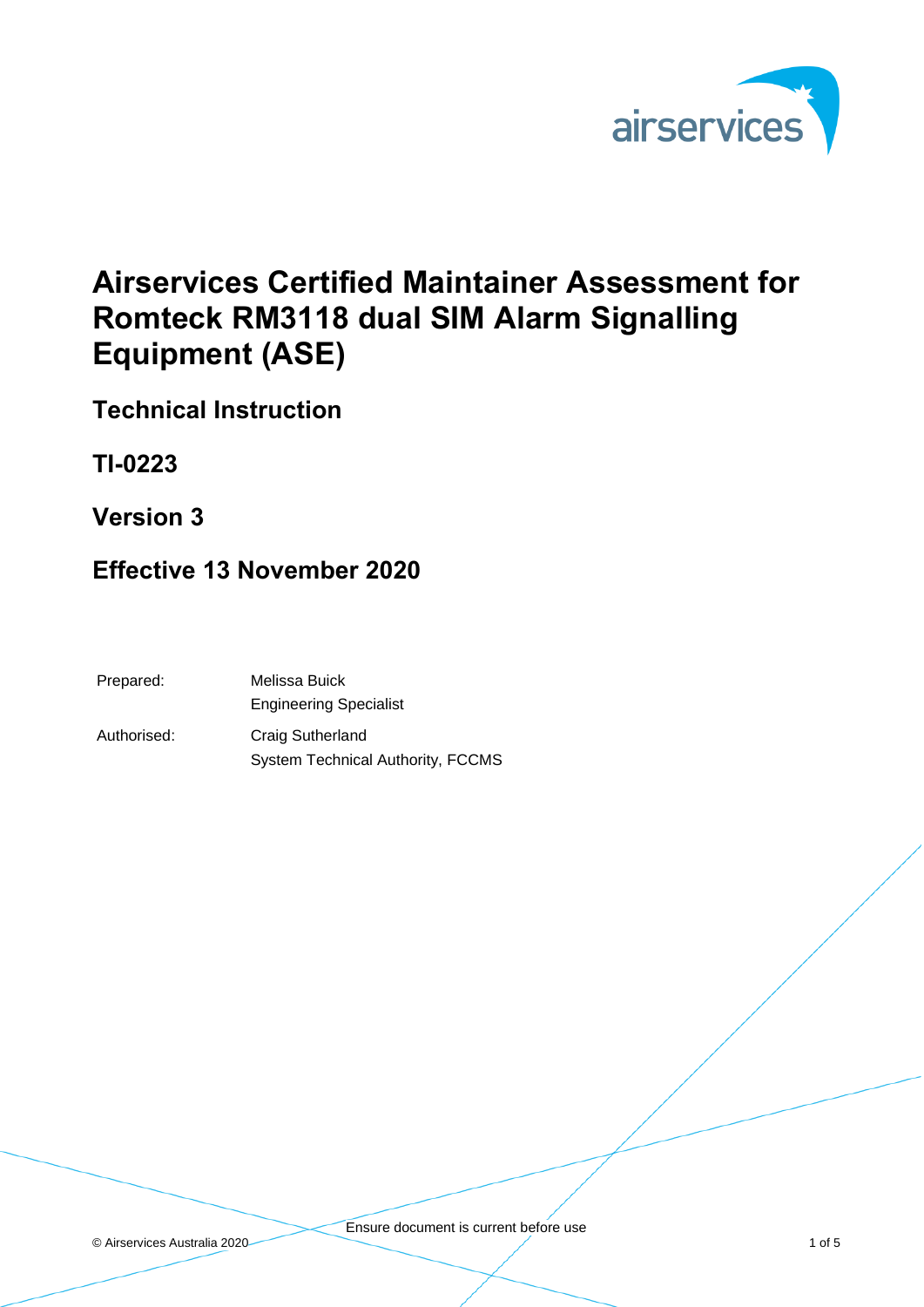# Airservices Certified Maintainer Assessment for Romteck RM3118 dual SIM Alarm Signalling Equipment (ASE)

## Technical Instruction

## TI-0223

## Version 3

## Effective 13 November 2020

| | |
|---|---|
| Prepared: | Melissa Buick<br>Engineering Specialist |
| Authorised: | Craig Sutherland<br>System Technical Authority, FCCMS |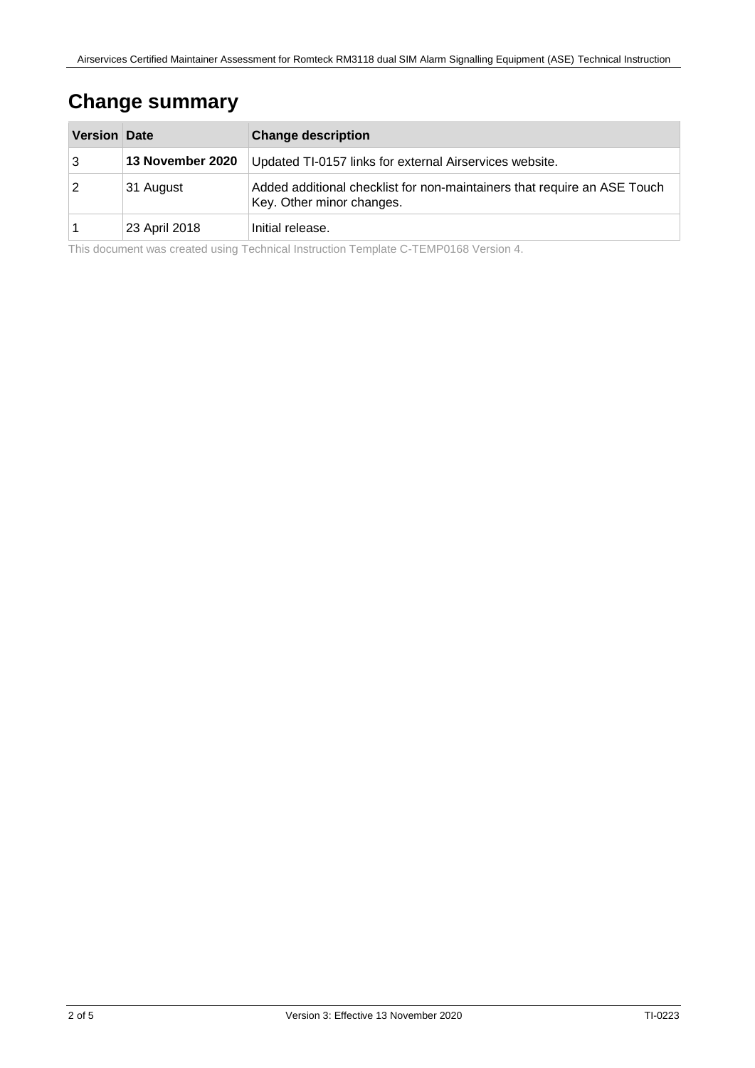# Change summary

| Version | Date | Change description |
| --- | --- | --- |
| 3 | **13 November 2020** | Updated TI-0157 links for external Airservices website. |
| 2 | 31 August | Added additional checklist for non-maintainers that require an ASE Touch Key. Other minor changes. |
| 1 | 23 April 2018 | Initial release. |

This document was created using Technical Instruction Template C-TEMP0168 Version 4.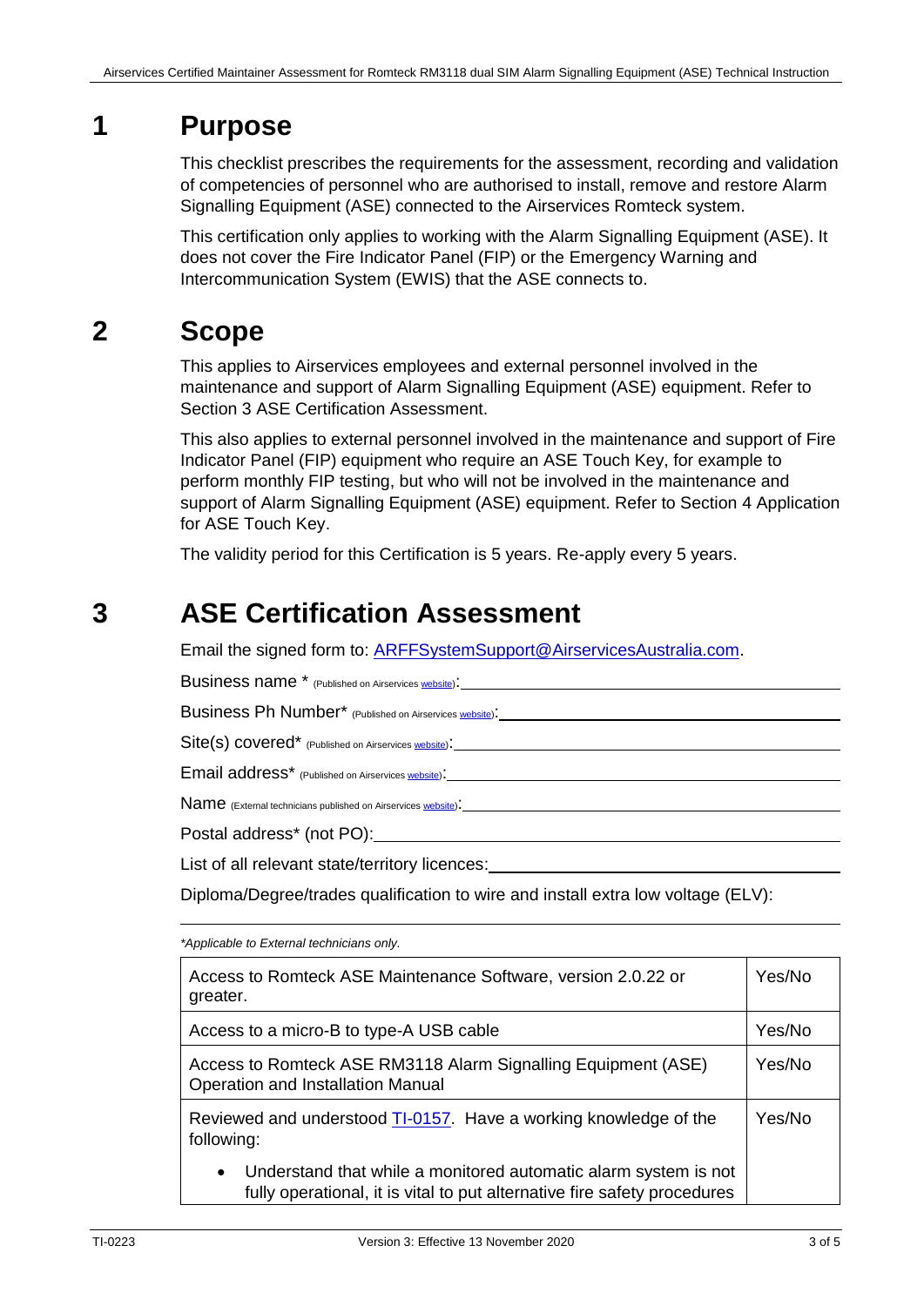# 1 Purpose

This checklist prescribes the requirements for the assessment, recording and validation of competencies of personnel who are authorised to install, remove and restore Alarm Signalling Equipment (ASE) connected to the Airservices Romteck system.

This certification only applies to working with the Alarm Signalling Equipment (ASE). It does not cover the Fire Indicator Panel (FIP) or the Emergency Warning and Intercommunication System (EWIS) that the ASE connects to.

# 2 Scope

This applies to Airservices employees and external personnel involved in the maintenance and support of Alarm Signalling Equipment (ASE) equipment. Refer to Section 3 ASE Certification Assessment.

This also applies to external personnel involved in the maintenance and support of Fire Indicator Panel (FIP) equipment who require an ASE Touch Key, for example to perform monthly FIP testing, but who will not be involved in the maintenance and support of Alarm Signalling Equipment (ASE) equipment. Refer to Section 4 Application for ASE Touch Key.

The validity period for this Certification is 5 years. Re-apply every 5 years.

# 3 ASE Certification Assessment

Email the signed form to: [ARFFSystemSupport@AirservicesAustralia.com](mailto:ARFFSystemSupport@AirservicesAustralia.com).

Business name * (Published on Airservices [website]): ______________________________

Business Ph Number* (Published on Airservices [website]): ______________________________

Site(s) covered* (Published on Airservices [website]): ______________________________

Email address* (Published on Airservices [website]): ______________________________

Name (External technicians published on Airservices [website]): ______________________________

Postal address* (not PO): ______________________________

List of all relevant state/territory licences: ______________________________

Diploma/Degree/trades qualification to wire and install extra low voltage (ELV):

______________________________

*Applicable to External technicians only.*

| | |
|---|---|
| Access to Romteck ASE Maintenance Software, version 2.0.22 or greater. | Yes/No |
| Access to a micro-B to type-A USB cable | Yes/No |
| Access to Romteck ASE RM3118 Alarm Signalling Equipment (ASE) Operation and Installation Manual | Yes/No |
| Reviewed and understood [TI-0157]. Have a working knowledge of the following:<br>• Understand that while a monitored automatic alarm system is not fully operational, it is vital to put alternative fire safety procedures | Yes/No |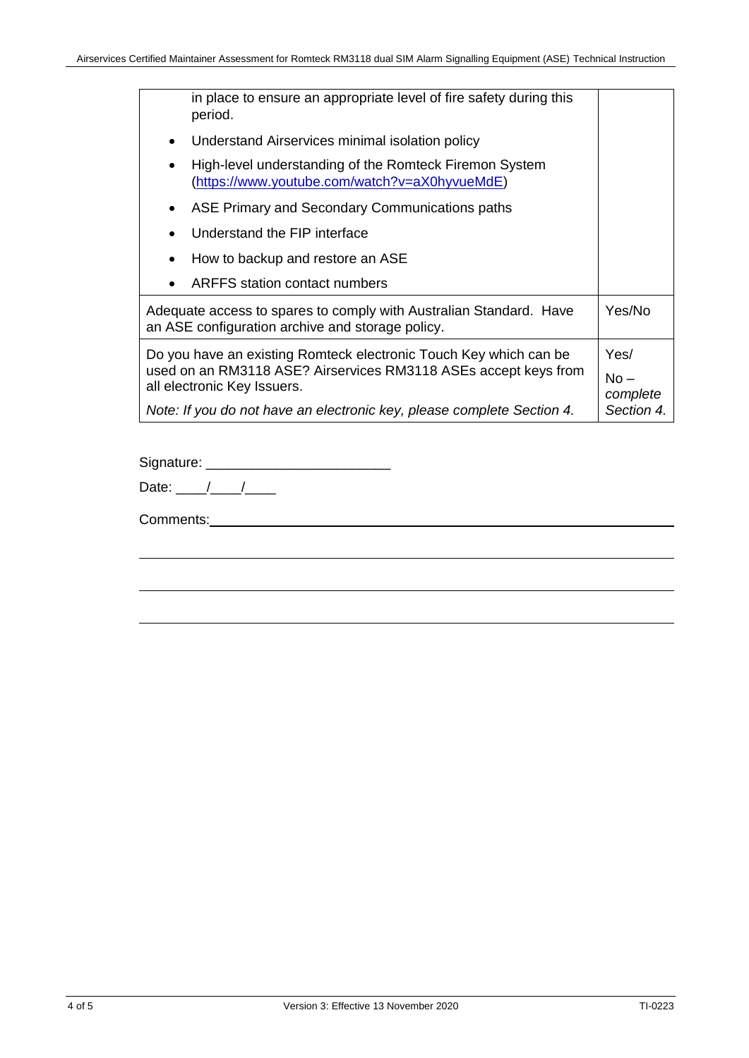| | |
|---|---|
| in place to ensure an appropriate level of fire safety during this period.<br>• Understand Airservices minimal isolation policy<br>• High-level understanding of the Romteck Firemon System (https://www.youtube.com/watch?v=aX0hyvueMdE)<br>• ASE Primary and Secondary Communications paths<br>• Understand the FIP interface<br>• How to backup and restore an ASE<br>• ARFFS station contact numbers | |
| Adequate access to spares to comply with Australian Standard. Have an ASE configuration archive and storage policy. | Yes/No |
| Do you have an existing Romteck electronic Touch Key which can be used on an RM3118 ASE? Airservices RM3118 ASEs accept keys from all electronic Key Issuers.<br>*Note: If you do not have an electronic key, please complete Section 4.* | Yes/<br>No – *complete Section 4.* |

Signature: _______________________

Date: ____/____/____

Comments: ____________________________________________________________

______________________________________________________________________

______________________________________________________________________

______________________________________________________________________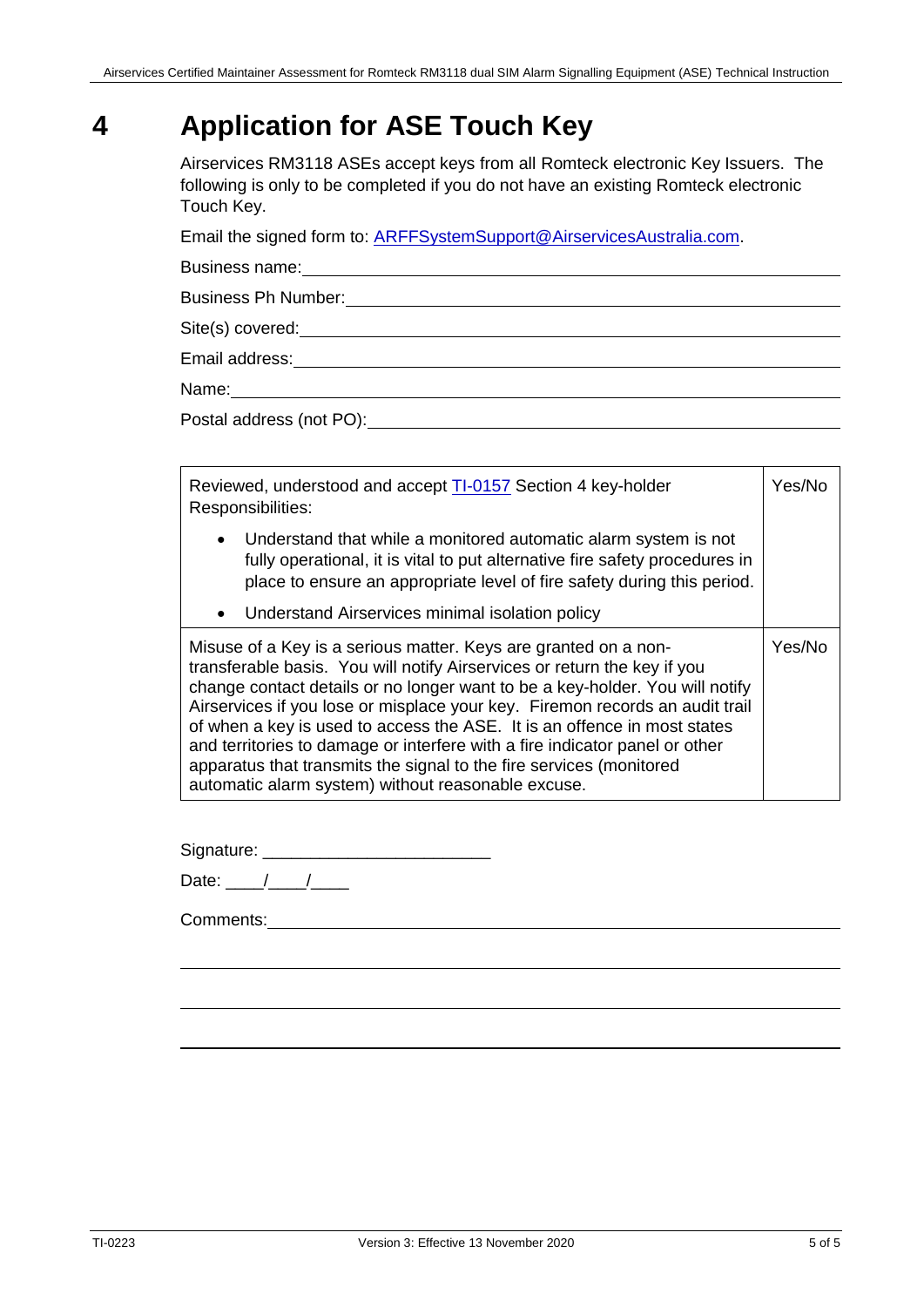# 4 Application for ASE Touch Key

Airservices RM3118 ASEs accept keys from all Romteck electronic Key Issuers. The following is only to be completed if you do not have an existing Romteck electronic Touch Key.

Email the signed form to: [ARFFSystemSupport@AirservicesAustralia.com](mailto:ARFFSystemSupport@AirservicesAustralia.com).

Business name: ______________________________

Business Ph Number: ______________________________

Site(s) covered: ______________________________

Email address: ______________________________

Name: ______________________________

Postal address (not PO): ______________________________

| | |
|---|---|
| Reviewed, understood and accept TI-0157 Section 4 key-holder Responsibilities:<br>• Understand that while a monitored automatic alarm system is not fully operational, it is vital to put alternative fire safety procedures in place to ensure an appropriate level of fire safety during this period.<br>• Understand Airservices minimal isolation policy | Yes/No |
| Misuse of a Key is a serious matter. Keys are granted on a non-transferable basis. You will notify Airservices or return the key if you change contact details or no longer want to be a key-holder. You will notify Airservices if you lose or misplace your key. Firemon records an audit trail of when a key is used to access the ASE. It is an offence in most states and territories to damage or interfere with a fire indicator panel or other apparatus that transmits the signal to the fire services (monitored automatic alarm system) without reasonable excuse. | Yes/No |

Signature: ________________________

Date: ____/____/____

Comments: ______________________________